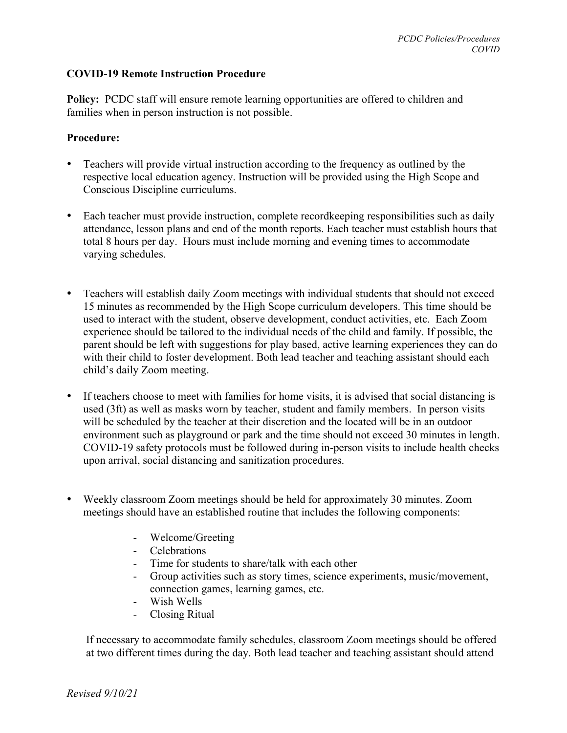**COVID-19 Remote Instruction Procedure**

**Policy:** PCDC staff will ensure remote learning opportunities are offered to children and families when in person instruction is not possible.

**Procedure:**

- Teachers will provide virtual instruction according to the frequency as outlined by the respective local education agency. Instruction will be provided using the High Scope and Conscious Discipline curriculums.

- Each teacher must provide instruction, complete recordkeeping responsibilities such as daily attendance, lesson plans and end of the month reports. Each teacher must establish hours that total 8 hours per day. Hours must include morning and evening times to accommodate varying schedules.

- Teachers will establish daily Zoom meetings with individual students that should not exceed 15 minutes as recommended by the High Scope curriculum developers. This time should be used to interact with the student, observe development, conduct activities, etc. Each Zoom experience should be tailored to the individual needs of the child and family. If possible, the parent should be left with suggestions for play based, active learning experiences they can do with their child to foster development. Both lead teacher and teaching assistant should each child's daily Zoom meeting.

- If teachers choose to meet with families for home visits, it is advised that social distancing is used (3ft) as well as masks worn by teacher, student and family members. In person visits will be scheduled by the teacher at their discretion and the located will be in an outdoor environment such as playground or park and the time should not exceed 30 minutes in length. COVID-19 safety protocols must be followed during in-person visits to include health checks upon arrival, social distancing and sanitization procedures.

- Weekly classroom Zoom meetings should be held for approximately 30 minutes. Zoom meetings should have an established routine that includes the following components:

  - Welcome/Greeting
  - Celebrations
  - Time for students to share/talk with each other
  - Group activities such as story times, science experiments, music/movement, connection games, learning games, etc.
  - Wish Wells
  - Closing Ritual

  If necessary to accommodate family schedules, classroom Zoom meetings should be offered at two different times during the day. Both lead teacher and teaching assistant should attend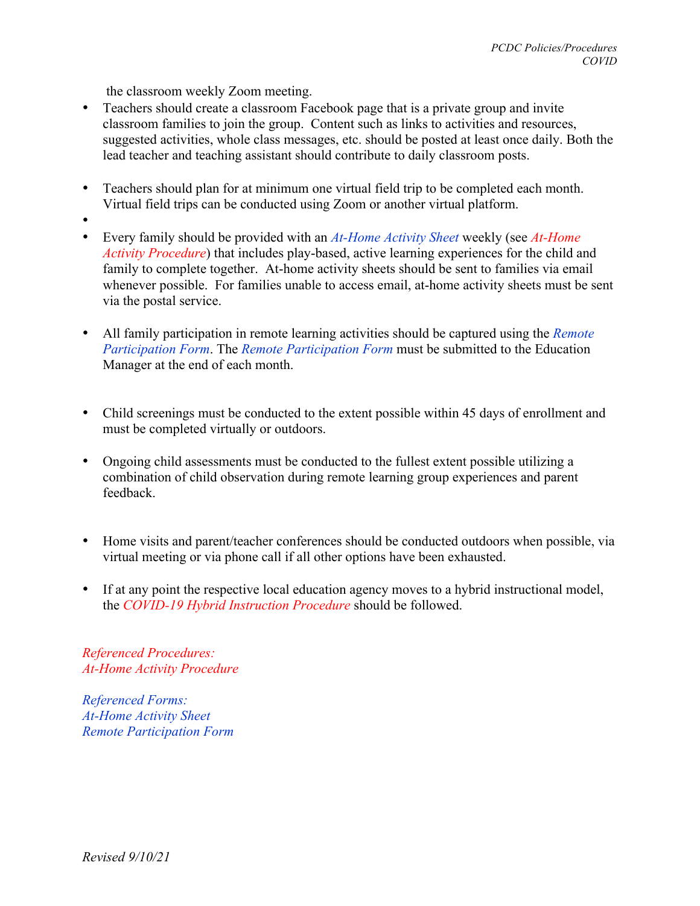the classroom weekly Zoom meeting.

- Teachers should create a classroom Facebook page that is a private group and invite classroom families to join the group. Content such as links to activities and resources, suggested activities, whole class messages, etc. should be posted at least once daily. Both the lead teacher and teaching assistant should contribute to daily classroom posts.

- Teachers should plan for at minimum one virtual field trip to be completed each month. Virtual field trips can be conducted using Zoom or another virtual platform.

- Every family should be provided with an *At-Home Activity Sheet* weekly (see *At-Home Activity Procedure*) that includes play-based, active learning experiences for the child and family to complete together. At-home activity sheets should be sent to families via email whenever possible. For families unable to access email, at-home activity sheets must be sent via the postal service.

- All family participation in remote learning activities should be captured using the *Remote Participation Form*. The *Remote Participation Form* must be submitted to the Education Manager at the end of each month.

- Child screenings must be conducted to the extent possible within 45 days of enrollment and must be completed virtually or outdoors.

- Ongoing child assessments must be conducted to the fullest extent possible utilizing a combination of child observation during remote learning group experiences and parent feedback.

- Home visits and parent/teacher conferences should be conducted outdoors when possible, via virtual meeting or via phone call if all other options have been exhausted.

- If at any point the respective local education agency moves to a hybrid instructional model, the *COVID-19 Hybrid Instruction Procedure* should be followed.

*Referenced Procedures:*
*At-Home Activity Procedure*

*Referenced Forms:*
*At-Home Activity Sheet*
*Remote Participation Form*

*Revised 9/10/21*